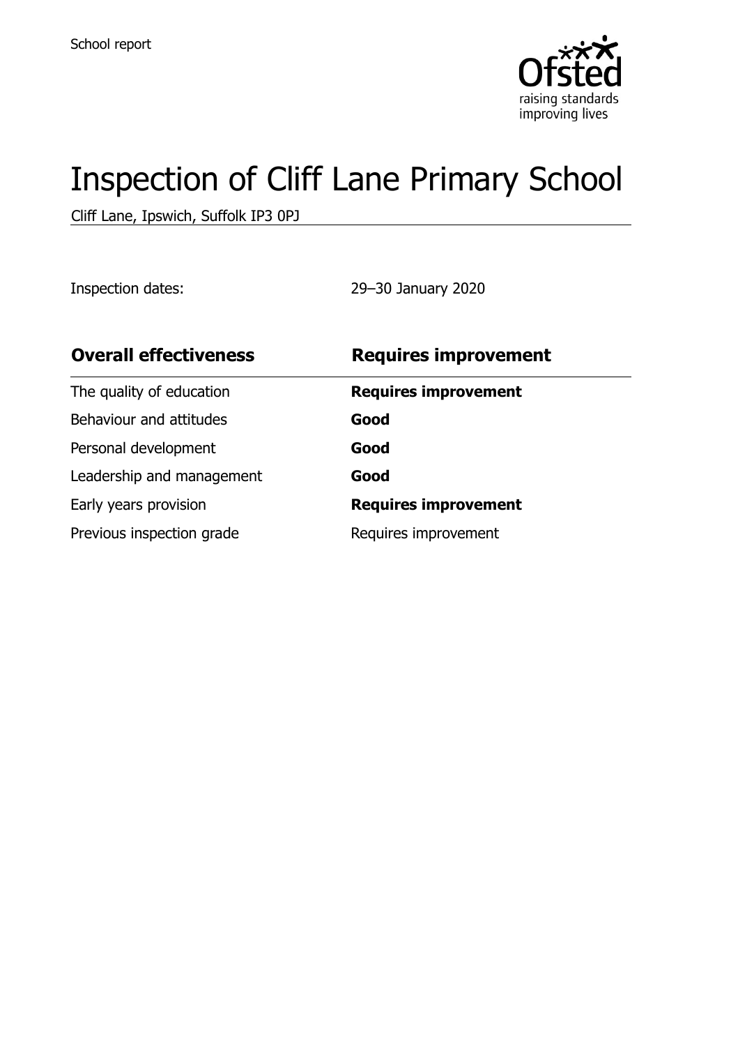School report

# Inspection of Cliff Lane Primary School

Cliff Lane, Ipswich, Suffolk IP3 0PJ

Inspection dates: 29–30 January 2020

| **Overall effectiveness** | **Requires improvement** |
| --- | --- |
| The quality of education | **Requires improvement** |
| Behaviour and attitudes | **Good** |
| Personal development | **Good** |
| Leadership and management | **Good** |
| Early years provision | **Requires improvement** |
| Previous inspection grade | Requires improvement |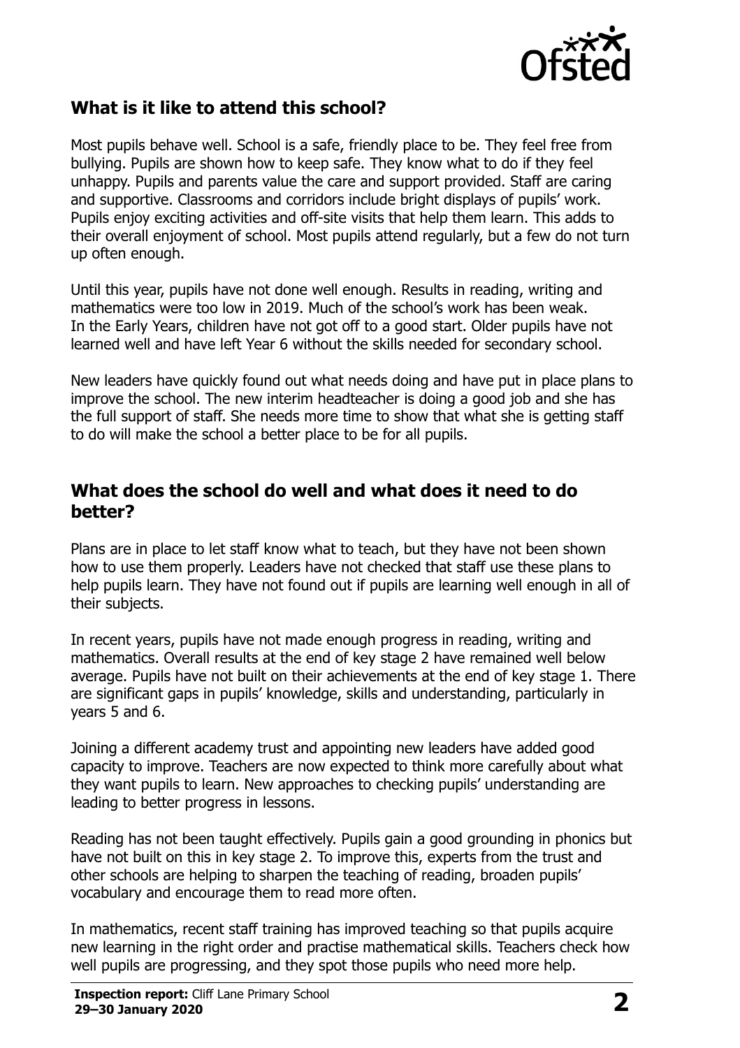## What is it like to attend this school?

Most pupils behave well. School is a safe, friendly place to be. They feel free from bullying. Pupils are shown how to keep safe. They know what to do if they feel unhappy. Pupils and parents value the care and support provided. Staff are caring and supportive. Classrooms and corridors include bright displays of pupils' work. Pupils enjoy exciting activities and off-site visits that help them learn. This adds to their overall enjoyment of school. Most pupils attend regularly, but a few do not turn up often enough.

Until this year, pupils have not done well enough. Results in reading, writing and mathematics were too low in 2019. Much of the school's work has been weak. In the Early Years, children have not got off to a good start. Older pupils have not learned well and have left Year 6 without the skills needed for secondary school.

New leaders have quickly found out what needs doing and have put in place plans to improve the school. The new interim headteacher is doing a good job and she has the full support of staff. She needs more time to show that what she is getting staff to do will make the school a better place to be for all pupils.

## What does the school do well and what does it need to do better?

Plans are in place to let staff know what to teach, but they have not been shown how to use them properly. Leaders have not checked that staff use these plans to help pupils learn. They have not found out if pupils are learning well enough in all of their subjects.

In recent years, pupils have not made enough progress in reading, writing and mathematics. Overall results at the end of key stage 2 have remained well below average. Pupils have not built on their achievements at the end of key stage 1. There are significant gaps in pupils' knowledge, skills and understanding, particularly in years 5 and 6.

Joining a different academy trust and appointing new leaders have added good capacity to improve. Teachers are now expected to think more carefully about what they want pupils to learn. New approaches to checking pupils' understanding are leading to better progress in lessons.

Reading has not been taught effectively. Pupils gain a good grounding in phonics but have not built on this in key stage 2. To improve this, experts from the trust and other schools are helping to sharpen the teaching of reading, broaden pupils' vocabulary and encourage them to read more often.

In mathematics, recent staff training has improved teaching so that pupils acquire new learning in the right order and practise mathematical skills. Teachers check how well pupils are progressing, and they spot those pupils who need more help.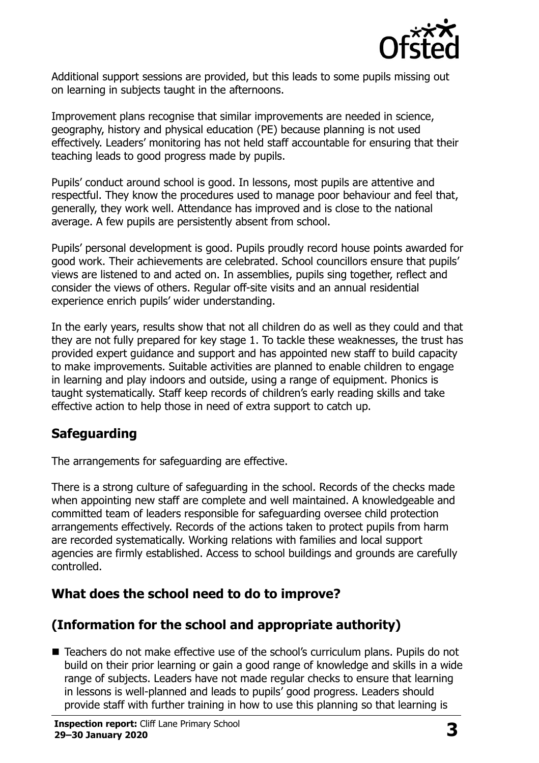Additional support sessions are provided, but this leads to some pupils missing out on learning in subjects taught in the afternoons.

Improvement plans recognise that similar improvements are needed in science, geography, history and physical education (PE) because planning is not used effectively. Leaders' monitoring has not held staff accountable for ensuring that their teaching leads to good progress made by pupils.

Pupils' conduct around school is good. In lessons, most pupils are attentive and respectful. They know the procedures used to manage poor behaviour and feel that, generally, they work well. Attendance has improved and is close to the national average. A few pupils are persistently absent from school.

Pupils' personal development is good. Pupils proudly record house points awarded for good work. Their achievements are celebrated. School councillors ensure that pupils' views are listened to and acted on. In assemblies, pupils sing together, reflect and consider the views of others. Regular off-site visits and an annual residential experience enrich pupils' wider understanding.

In the early years, results show that not all children do as well as they could and that they are not fully prepared for key stage 1. To tackle these weaknesses, the trust has provided expert guidance and support and has appointed new staff to build capacity to make improvements. Suitable activities are planned to enable children to engage in learning and play indoors and outside, using a range of equipment. Phonics is taught systematically. Staff keep records of children's early reading skills and take effective action to help those in need of extra support to catch up.

## Safeguarding

The arrangements for safeguarding are effective.

There is a strong culture of safeguarding in the school. Records of the checks made when appointing new staff are complete and well maintained. A knowledgeable and committed team of leaders responsible for safeguarding oversee child protection arrangements effectively. Records of the actions taken to protect pupils from harm are recorded systematically. Working relations with families and local support agencies are firmly established. Access to school buildings and grounds are carefully controlled.

## What does the school need to do to improve?

## (Information for the school and appropriate authority)

- Teachers do not make effective use of the school's curriculum plans. Pupils do not build on their prior learning or gain a good range of knowledge and skills in a wide range of subjects. Leaders have not made regular checks to ensure that learning in lessons is well-planned and leads to pupils' good progress. Leaders should provide staff with further training in how to use this planning so that learning is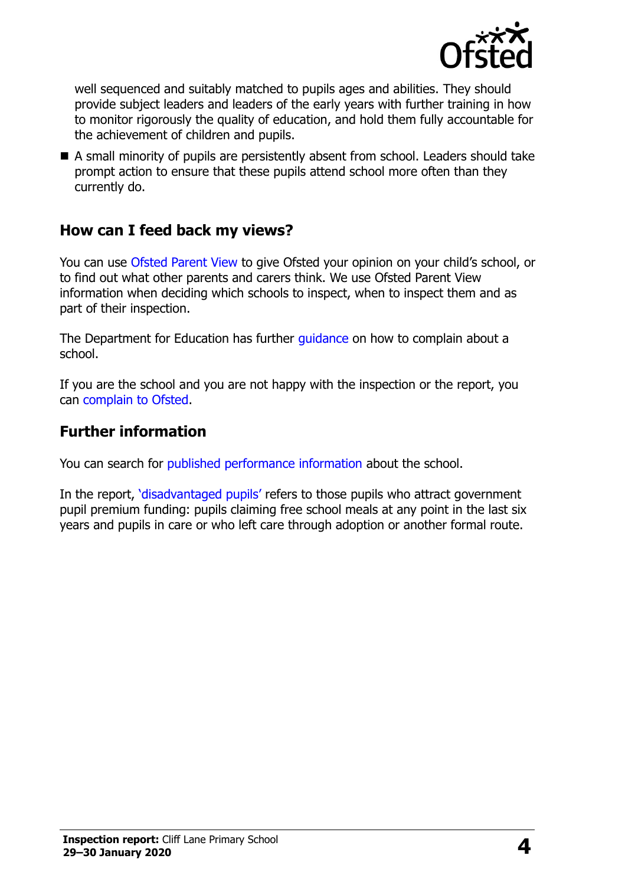well sequenced and suitably matched to pupils ages and abilities. They should provide subject leaders and leaders of the early years with further training in how to monitor rigorously the quality of education, and hold them fully accountable for the achievement of children and pupils.

- A small minority of pupils are persistently absent from school. Leaders should take prompt action to ensure that these pupils attend school more often than they currently do.

## How can I feed back my views?

You can use Ofsted Parent View to give Ofsted your opinion on your child's school, or to find out what other parents and carers think. We use Ofsted Parent View information when deciding which schools to inspect, when to inspect them and as part of their inspection.

The Department for Education has further guidance on how to complain about a school.

If you are the school and you are not happy with the inspection or the report, you can complain to Ofsted.

## Further information

You can search for published performance information about the school.

In the report, 'disadvantaged pupils' refers to those pupils who attract government pupil premium funding: pupils claiming free school meals at any point in the last six years and pupils in care or who left care through adoption or another formal route.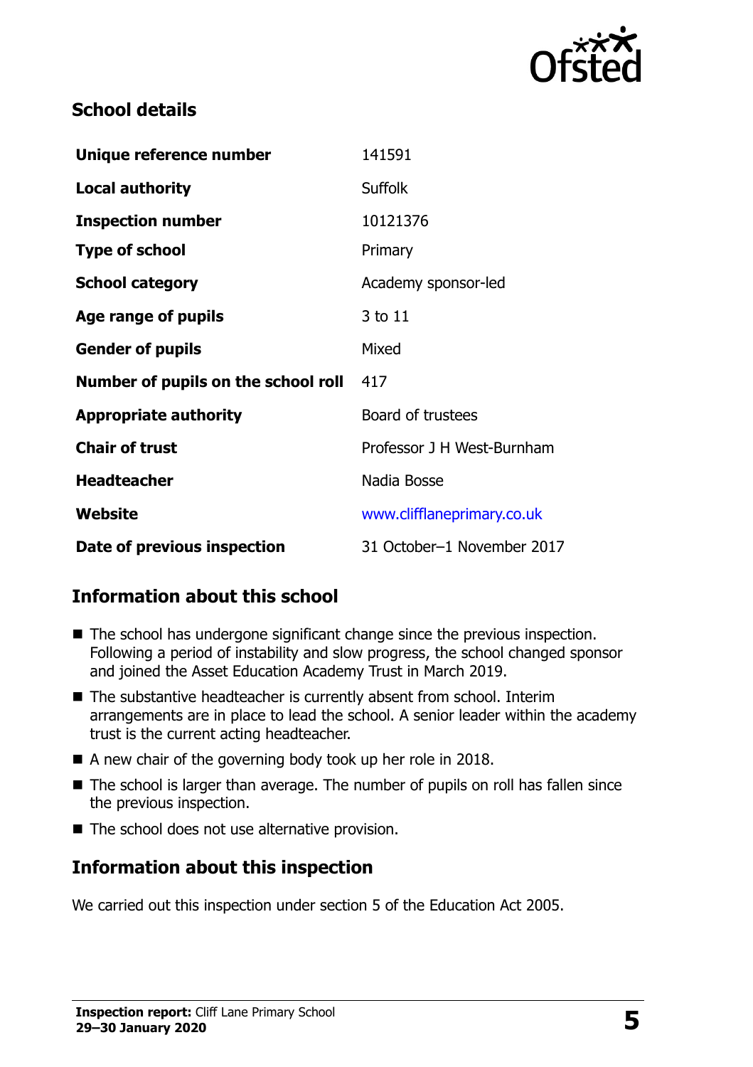## School details

| | |
|---|---|
| **Unique reference number** | 141591 |
| **Local authority** | Suffolk |
| **Inspection number** | 10121376 |
| **Type of school** | Primary |
| **School category** | Academy sponsor-led |
| **Age range of pupils** | 3 to 11 |
| **Gender of pupils** | Mixed |
| **Number of pupils on the school roll** | 417 |
| **Appropriate authority** | Board of trustees |
| **Chair of trust** | Professor J H West-Burnham |
| **Headteacher** | Nadia Bosse |
| **Website** | www.clifflaneprimary.co.uk |
| **Date of previous inspection** | 31 October–1 November 2017 |

## Information about this school

- The school has undergone significant change since the previous inspection. Following a period of instability and slow progress, the school changed sponsor and joined the Asset Education Academy Trust in March 2019.
- The substantive headteacher is currently absent from school. Interim arrangements are in place to lead the school. A senior leader within the academy trust is the current acting headteacher.
- A new chair of the governing body took up her role in 2018.
- The school is larger than average. The number of pupils on roll has fallen since the previous inspection.
- The school does not use alternative provision.

## Information about this inspection

We carried out this inspection under section 5 of the Education Act 2005.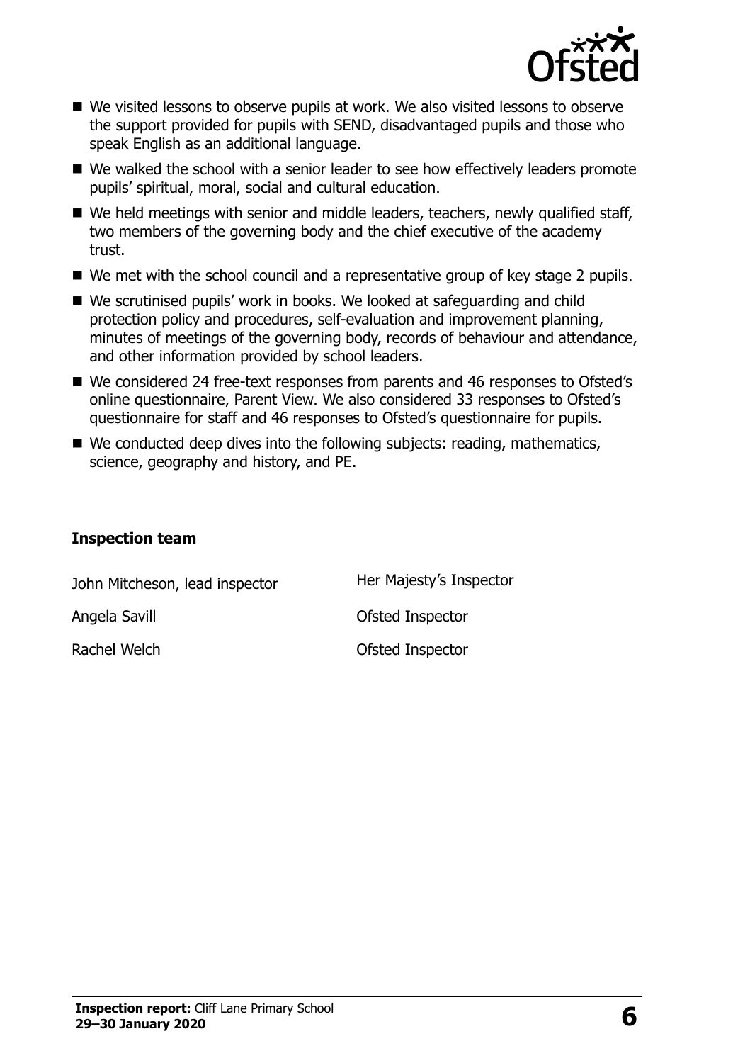- We visited lessons to observe pupils at work. We also visited lessons to observe the support provided for pupils with SEND, disadvantaged pupils and those who speak English as an additional language.
- We walked the school with a senior leader to see how effectively leaders promote pupils' spiritual, moral, social and cultural education.
- We held meetings with senior and middle leaders, teachers, newly qualified staff, two members of the governing body and the chief executive of the academy trust.
- We met with the school council and a representative group of key stage 2 pupils.
- We scrutinised pupils' work in books. We looked at safeguarding and child protection policy and procedures, self-evaluation and improvement planning, minutes of meetings of the governing body, records of behaviour and attendance, and other information provided by school leaders.
- We considered 24 free-text responses from parents and 46 responses to Ofsted's online questionnaire, Parent View. We also considered 33 responses to Ofsted's questionnaire for staff and 46 responses to Ofsted's questionnaire for pupils.
- We conducted deep dives into the following subjects: reading, mathematics, science, geography and history, and PE.

### Inspection team

| | |
|---|---|
| John Mitcheson, lead inspector | Her Majesty's Inspector |
| Angela Savill | Ofsted Inspector |
| Rachel Welch | Ofsted Inspector |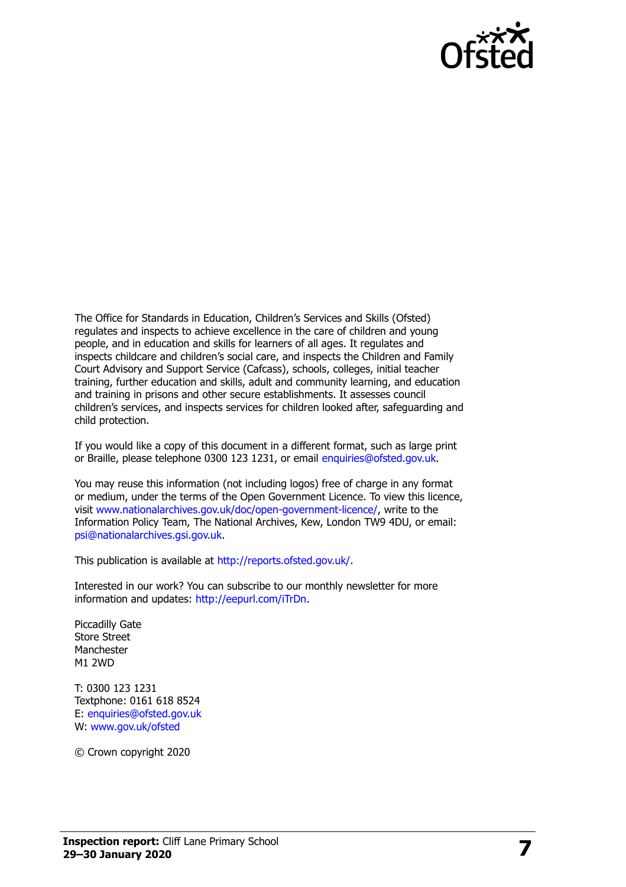The Office for Standards in Education, Children's Services and Skills (Ofsted) regulates and inspects to achieve excellence in the care of children and young people, and in education and skills for learners of all ages. It regulates and inspects childcare and children's social care, and inspects the Children and Family Court Advisory and Support Service (Cafcass), schools, colleges, initial teacher training, further education and skills, adult and community learning, and education and training in prisons and other secure establishments. It assesses council children's services, and inspects services for children looked after, safeguarding and child protection.

If you would like a copy of this document in a different format, such as large print or Braille, please telephone 0300 123 1231, or email enquiries@ofsted.gov.uk.

You may reuse this information (not including logos) free of charge in any format or medium, under the terms of the Open Government Licence. To view this licence, visit www.nationalarchives.gov.uk/doc/open-government-licence/, write to the Information Policy Team, The National Archives, Kew, London TW9 4DU, or email: psi@nationalarchives.gsi.gov.uk.

This publication is available at http://reports.ofsted.gov.uk/.

Interested in our work? You can subscribe to our monthly newsletter for more information and updates: http://eepurl.com/iTrDn.

Piccadilly Gate
Store Street
Manchester
M1 2WD

T: 0300 123 1231
Textphone: 0161 618 8524
E: enquiries@ofsted.gov.uk
W: www.gov.uk/ofsted

© Crown copyright 2020